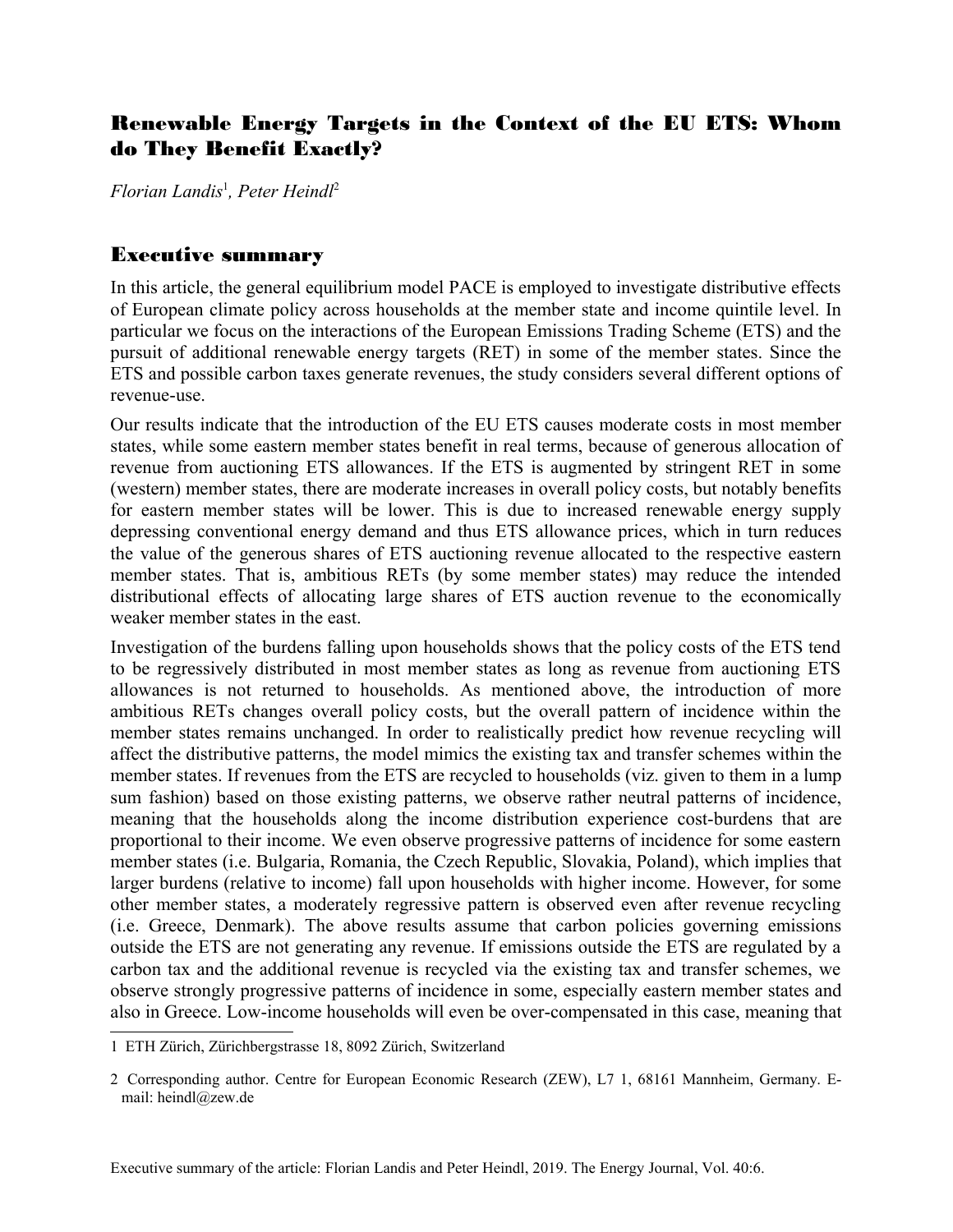# Renewable Energy Targets in the Context of the EU ETS: Whom do They Benefit Exactly?

*Florian Landis*[1], *Peter Heindl*[2]

## Executive summary

In this article, the general equilibrium model PACE is employed to investigate distributive effects of European climate policy across households at the member state and income quintile level. In particular we focus on the interactions of the European Emissions Trading Scheme (ETS) and the pursuit of additional renewable energy targets (RET) in some of the member states. Since the ETS and possible carbon taxes generate revenues, the study considers several different options of revenue-use.

Our results indicate that the introduction of the EU ETS causes moderate costs in most member states, while some eastern member states benefit in real terms, because of generous allocation of revenue from auctioning ETS allowances. If the ETS is augmented by stringent RET in some (western) member states, there are moderate increases in overall policy costs, but notably benefits for eastern member states will be lower. This is due to increased renewable energy supply depressing conventional energy demand and thus ETS allowance prices, which in turn reduces the value of the generous shares of ETS auctioning revenue allocated to the respective eastern member states. That is, ambitious RETs (by some member states) may reduce the intended distributional effects of allocating large shares of ETS auction revenue to the economically weaker member states in the east.

Investigation of the burdens falling upon households shows that the policy costs of the ETS tend to be regressively distributed in most member states as long as revenue from auctioning ETS allowances is not returned to households. As mentioned above, the introduction of more ambitious RETs changes overall policy costs, but the overall pattern of incidence within the member states remains unchanged. In order to realistically predict how revenue recycling will affect the distributive patterns, the model mimics the existing tax and transfer schemes within the member states. If revenues from the ETS are recycled to households (viz. given to them in a lump sum fashion) based on those existing patterns, we observe rather neutral patterns of incidence, meaning that the households along the income distribution experience cost-burdens that are proportional to their income. We even observe progressive patterns of incidence for some eastern member states (i.e. Bulgaria, Romania, the Czech Republic, Slovakia, Poland), which implies that larger burdens (relative to income) fall upon households with higher income. However, for some other member states, a moderately regressive pattern is observed even after revenue recycling (i.e. Greece, Denmark). The above results assume that carbon policies governing emissions outside the ETS are not generating any revenue. If emissions outside the ETS are regulated by a carbon tax and the additional revenue is recycled via the existing tax and transfer schemes, we observe strongly progressive patterns of incidence in some, especially eastern member states and also in Greece. Low-income households will even be over-compensated in this case, meaning that

---

[1] ETH Zürich, Zürichbergstrasse 18, 8092 Zürich, Switzerland

[2] Corresponding author. Centre for European Economic Research (ZEW), L7 1, 68161 Mannheim, Germany. E-mail: heindl@zew.de

Executive summary of the article: Florian Landis and Peter Heindl, 2019. The Energy Journal, Vol. 40:6.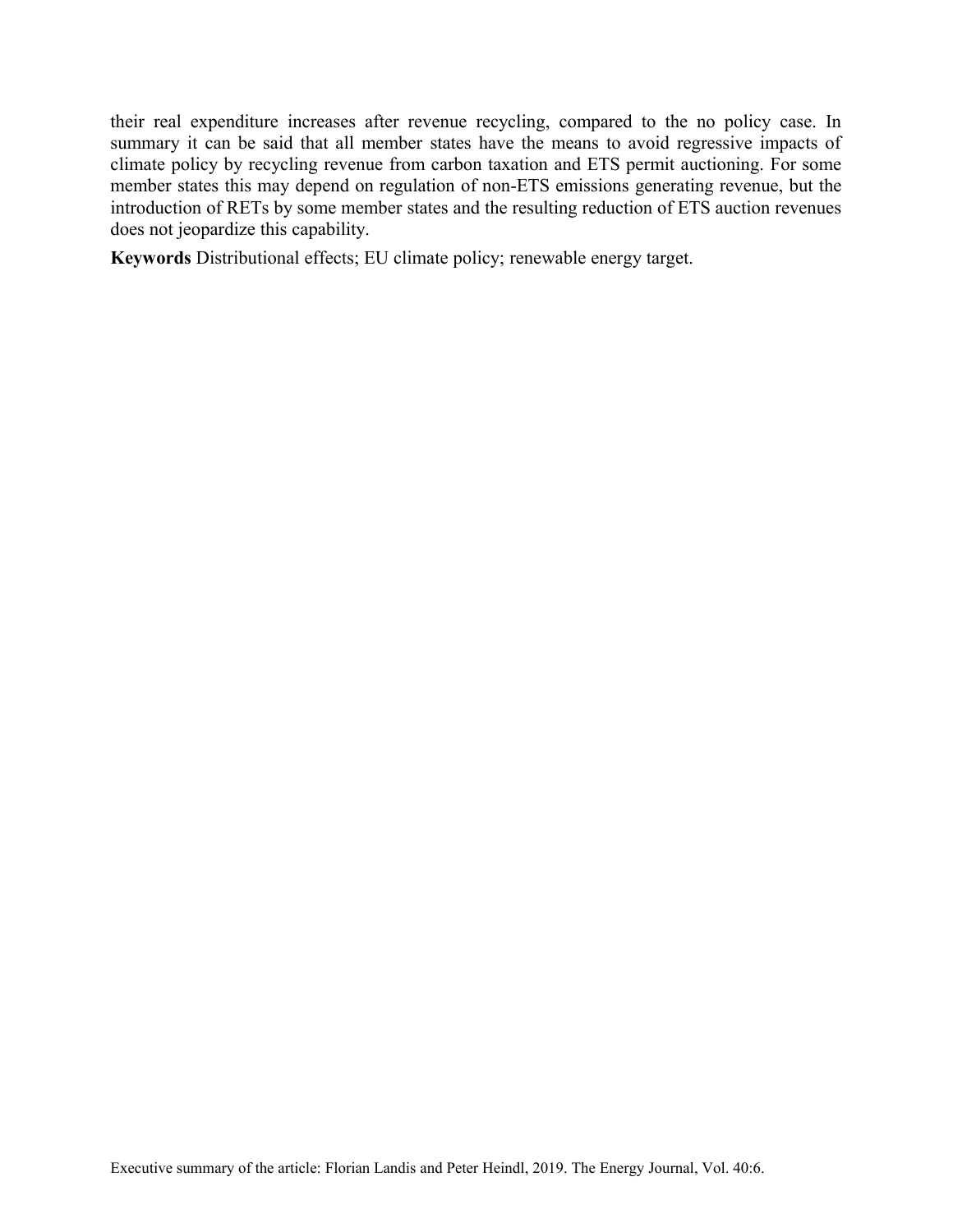their real expenditure increases after revenue recycling, compared to the no policy case. In summary it can be said that all member states have the means to avoid regressive impacts of climate policy by recycling revenue from carbon taxation and ETS permit auctioning. For some member states this may depend on regulation of non-ETS emissions generating revenue, but the introduction of RETs by some member states and the resulting reduction of ETS auction revenues does not jeopardize this capability.

**Keywords** Distributional effects; EU climate policy; renewable energy target.